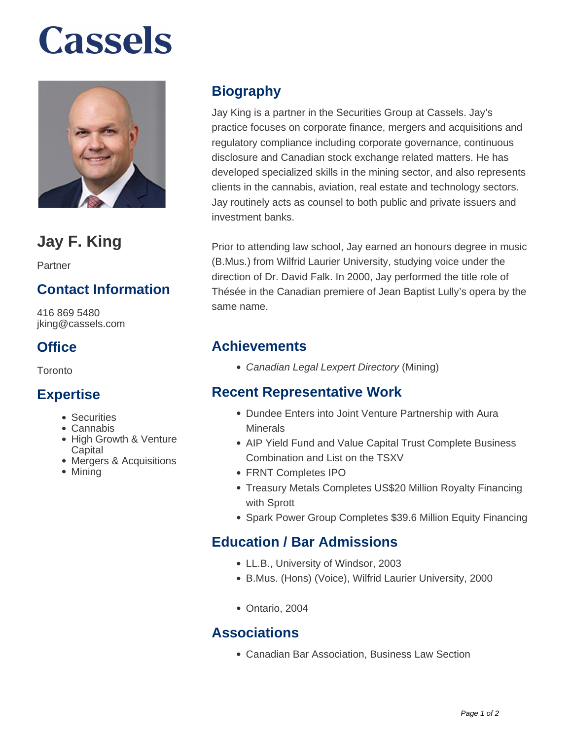# Cassels

## Jay F. King

Partner

### Contact Information

416 869 5480
jking@cassels.com

### Office

Toronto

### Expertise

- Securities
- Cannabis
- High Growth & Venture Capital
- Mergers & Acquisitions
- Mining

### Biography

Jay King is a partner in the Securities Group at Cassels. Jay's practice focuses on corporate finance, mergers and acquisitions and regulatory compliance including corporate governance, continuous disclosure and Canadian stock exchange related matters. He has developed specialized skills in the mining sector, and also represents clients in the cannabis, aviation, real estate and technology sectors. Jay routinely acts as counsel to both public and private issuers and investment banks.

Prior to attending law school, Jay earned an honours degree in music (B.Mus.) from Wilfrid Laurier University, studying voice under the direction of Dr. David Falk. In 2000, Jay performed the title role of Thésée in the Canadian premiere of Jean Baptist Lully's opera by the same name.

### Achievements

- *Canadian Legal Lexpert Directory* (Mining)

### Recent Representative Work

- Dundee Enters into Joint Venture Partnership with Aura Minerals
- AIP Yield Fund and Value Capital Trust Complete Business Combination and List on the TSXV
- FRNT Completes IPO
- Treasury Metals Completes US$20 Million Royalty Financing with Sprott
- Spark Power Group Completes $39.6 Million Equity Financing

### Education / Bar Admissions

- LL.B., University of Windsor, 2003
- B.Mus. (Hons) (Voice), Wilfrid Laurier University, 2000

- Ontario, 2004

### Associations

- Canadian Bar Association, Business Law Section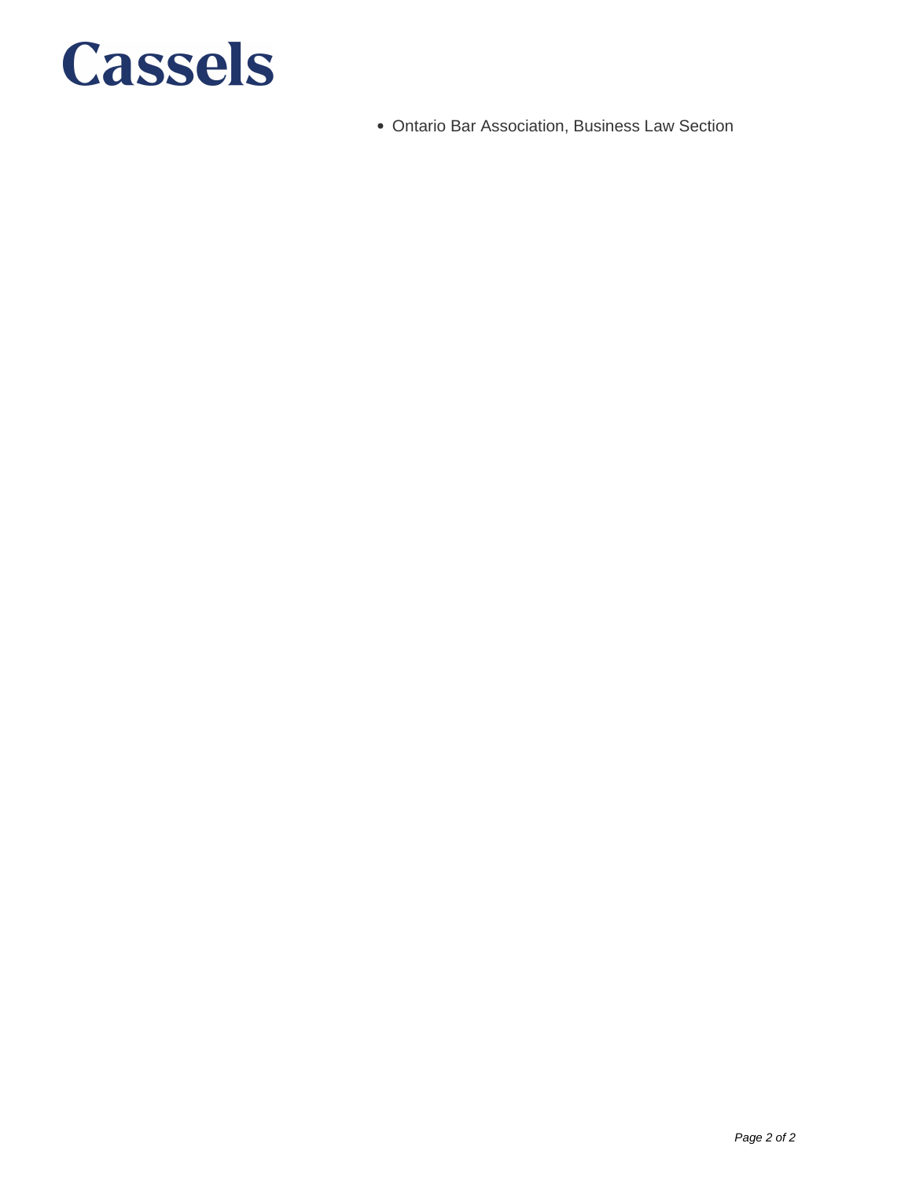- Ontario Bar Association, Business Law Section